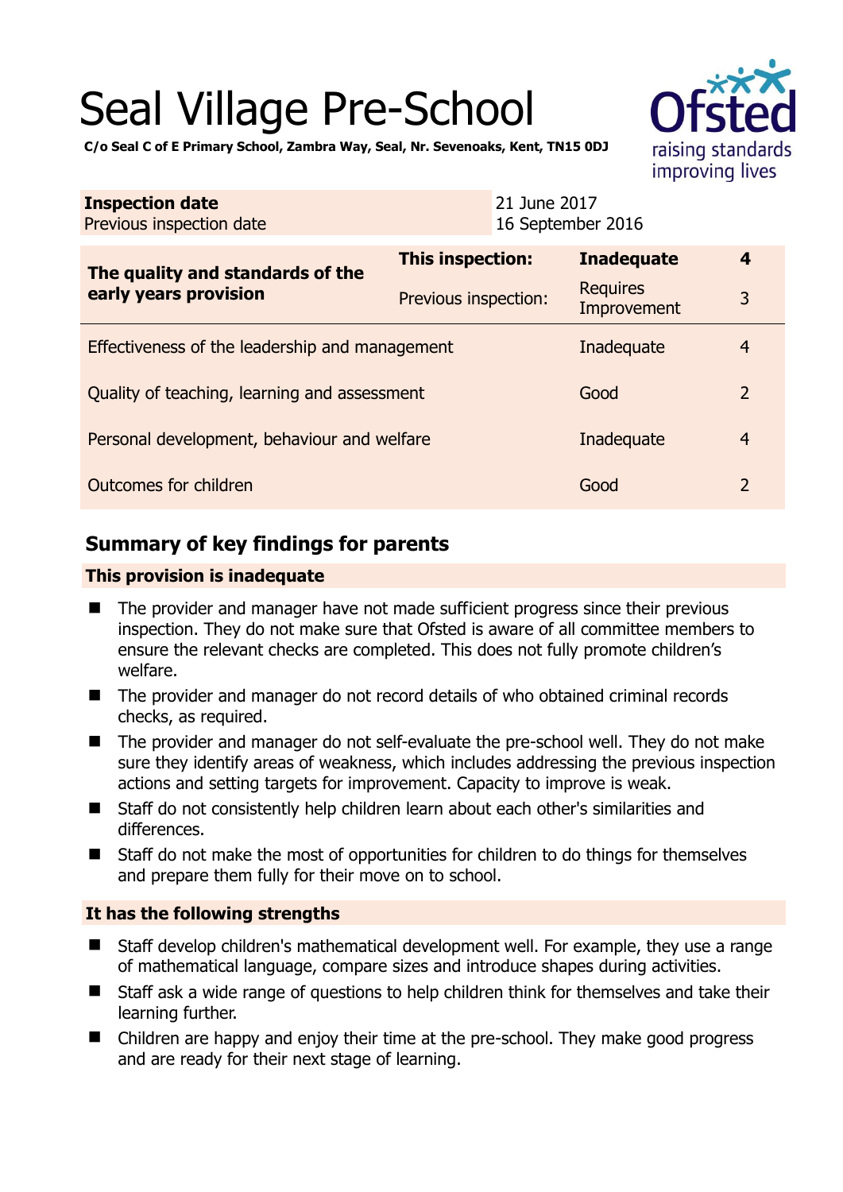# Seal Village Pre-School

**C/o Seal C of E Primary School, Zambra Way, Seal, Nr. Sevenoaks, Kent, TN15 0DJ**

| **Inspection date** | 21 June 2017 |
| --- | --- |
| Previous inspection date | 16 September 2016 |

| **The quality and standards of the early years provision** | **This inspection:** | **Inadequate** | **4** |
| --- | --- | --- | --- |
| | Previous inspection: | Requires Improvement | 3 |
| Effectiveness of the leadership and management | | Inadequate | 4 |
| Quality of teaching, learning and assessment | | Good | 2 |
| Personal development, behaviour and welfare | | Inadequate | 4 |
| Outcomes for children | | Good | 2 |

## Summary of key findings for parents

### This provision is inadequate

- The provider and manager have not made sufficient progress since their previous inspection. They do not make sure that Ofsted is aware of all committee members to ensure the relevant checks are completed. This does not fully promote children's welfare.
- The provider and manager do not record details of who obtained criminal records checks, as required.
- The provider and manager do not self-evaluate the pre-school well. They do not make sure they identify areas of weakness, which includes addressing the previous inspection actions and setting targets for improvement. Capacity to improve is weak.
- Staff do not consistently help children learn about each other's similarities and differences.
- Staff do not make the most of opportunities for children to do things for themselves and prepare them fully for their move on to school.

### It has the following strengths

- Staff develop children's mathematical development well. For example, they use a range of mathematical language, compare sizes and introduce shapes during activities.
- Staff ask a wide range of questions to help children think for themselves and take their learning further.
- Children are happy and enjoy their time at the pre-school. They make good progress and are ready for their next stage of learning.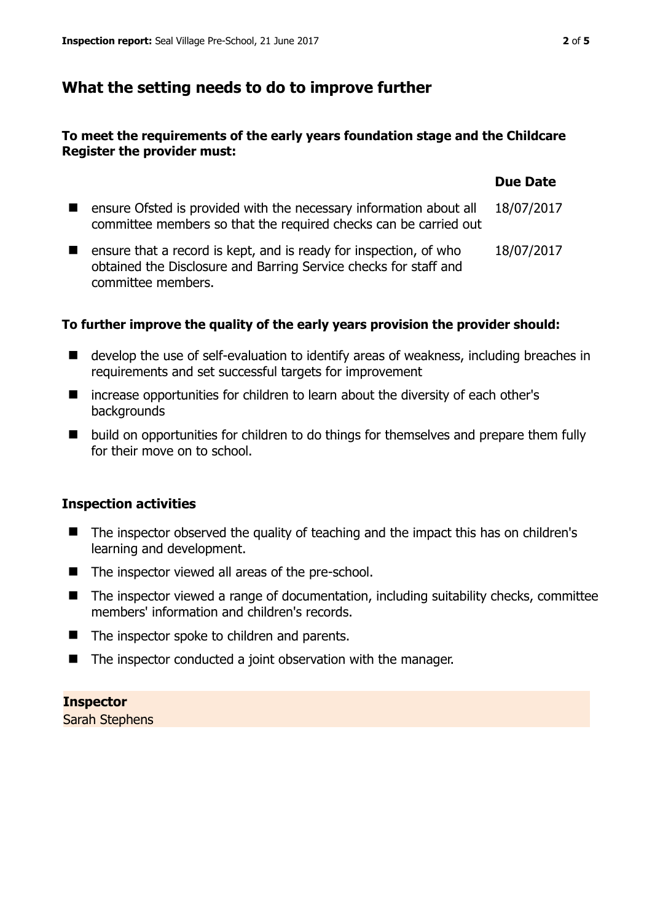## What the setting needs to do to improve further

**To meet the requirements of the early years foundation stage and the Childcare Register the provider must:**

| | Due Date |
|---|---|
| ensure Ofsted is provided with the necessary information about all committee members so that the required checks can be carried out | 18/07/2017 |
| ensure that a record is kept, and is ready for inspection, of who obtained the Disclosure and Barring Service checks for staff and committee members. | 18/07/2017 |

**To further improve the quality of the early years provision the provider should:**

- develop the use of self-evaluation to identify areas of weakness, including breaches in requirements and set successful targets for improvement
- increase opportunities for children to learn about the diversity of each other's backgrounds
- build on opportunities for children to do things for themselves and prepare them fully for their move on to school.

### Inspection activities

- The inspector observed the quality of teaching and the impact this has on children's learning and development.
- The inspector viewed all areas of the pre-school.
- The inspector viewed a range of documentation, including suitability checks, committee members' information and children's records.
- The inspector spoke to children and parents.
- The inspector conducted a joint observation with the manager.

**Inspector**
Sarah Stephens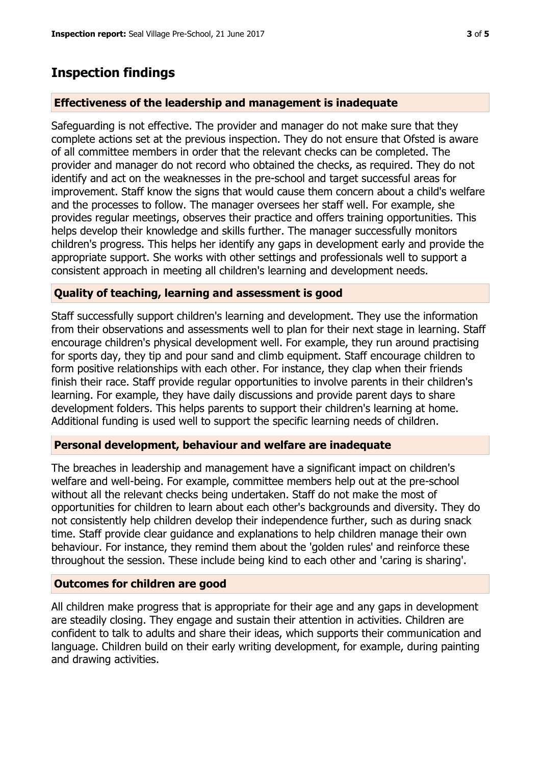## Inspection findings

### Effectiveness of the leadership and management is inadequate

Safeguarding is not effective. The provider and manager do not make sure that they complete actions set at the previous inspection. They do not ensure that Ofsted is aware of all committee members in order that the relevant checks can be completed. The provider and manager do not record who obtained the checks, as required. They do not identify and act on the weaknesses in the pre-school and target successful areas for improvement. Staff know the signs that would cause them concern about a child's welfare and the processes to follow. The manager oversees her staff well. For example, she provides regular meetings, observes their practice and offers training opportunities. This helps develop their knowledge and skills further. The manager successfully monitors children's progress. This helps her identify any gaps in development early and provide the appropriate support. She works with other settings and professionals well to support a consistent approach in meeting all children's learning and development needs.

### Quality of teaching, learning and assessment is good

Staff successfully support children's learning and development. They use the information from their observations and assessments well to plan for their next stage in learning. Staff encourage children's physical development well. For example, they run around practising for sports day, they tip and pour sand and climb equipment. Staff encourage children to form positive relationships with each other. For instance, they clap when their friends finish their race. Staff provide regular opportunities to involve parents in their children's learning. For example, they have daily discussions and provide parent days to share development folders. This helps parents to support their children's learning at home. Additional funding is used well to support the specific learning needs of children.

### Personal development, behaviour and welfare are inadequate

The breaches in leadership and management have a significant impact on children's welfare and well-being. For example, committee members help out at the pre-school without all the relevant checks being undertaken. Staff do not make the most of opportunities for children to learn about each other's backgrounds and diversity. They do not consistently help children develop their independence further, such as during snack time. Staff provide clear guidance and explanations to help children manage their own behaviour. For instance, they remind them about the 'golden rules' and reinforce these throughout the session. These include being kind to each other and 'caring is sharing'.

### Outcomes for children are good

All children make progress that is appropriate for their age and any gaps in development are steadily closing. They engage and sustain their attention in activities. Children are confident to talk to adults and share their ideas, which supports their communication and language. Children build on their early writing development, for example, during painting and drawing activities.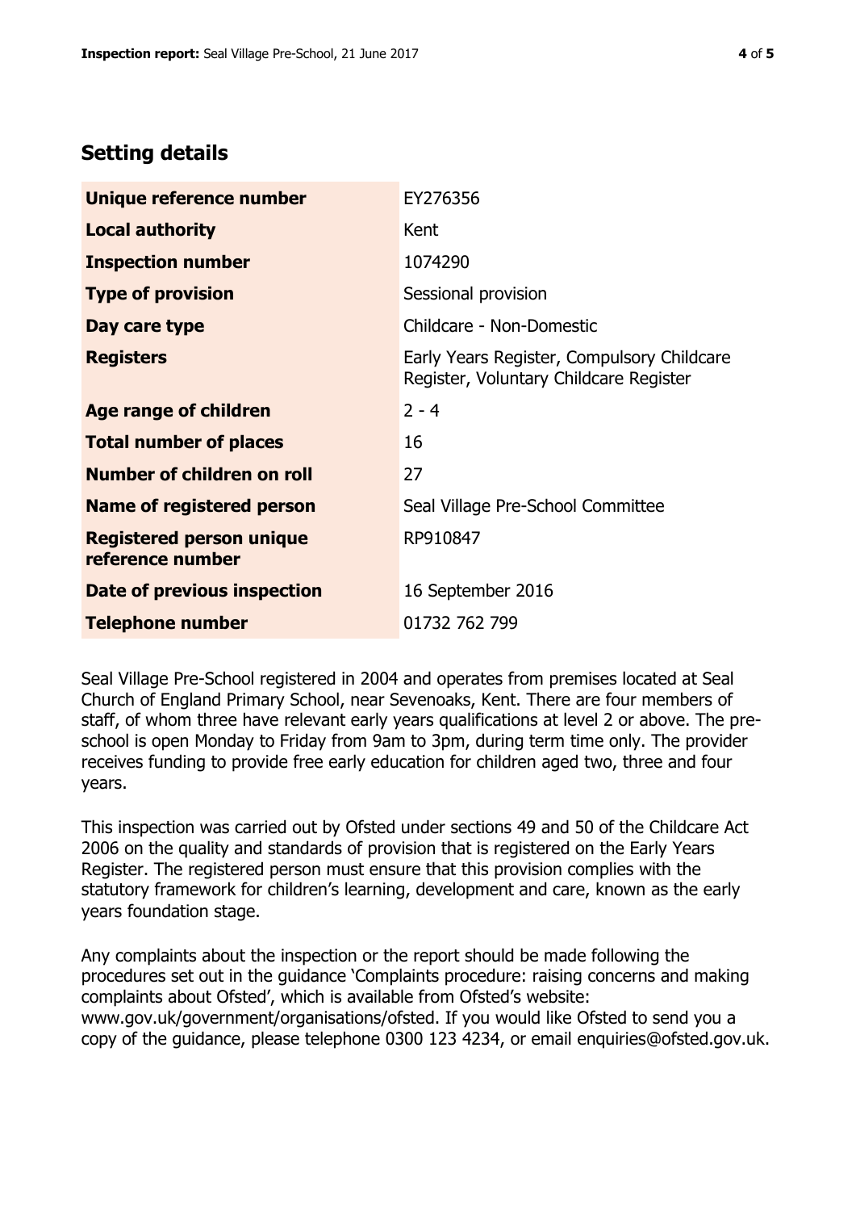## Setting details

| | |
|---|---|
| **Unique reference number** | EY276356 |
| **Local authority** | Kent |
| **Inspection number** | 1074290 |
| **Type of provision** | Sessional provision |
| **Day care type** | Childcare - Non-Domestic |
| **Registers** | Early Years Register, Compulsory Childcare Register, Voluntary Childcare Register |
| **Age range of children** | 2 - 4 |
| **Total number of places** | 16 |
| **Number of children on roll** | 27 |
| **Name of registered person** | Seal Village Pre-School Committee |
| **Registered person unique reference number** | RP910847 |
| **Date of previous inspection** | 16 September 2016 |
| **Telephone number** | 01732 762 799 |

Seal Village Pre-School registered in 2004 and operates from premises located at Seal Church of England Primary School, near Sevenoaks, Kent. There are four members of staff, of whom three have relevant early years qualifications at level 2 or above. The pre-school is open Monday to Friday from 9am to 3pm, during term time only. The provider receives funding to provide free early education for children aged two, three and four years.

This inspection was carried out by Ofsted under sections 49 and 50 of the Childcare Act 2006 on the quality and standards of provision that is registered on the Early Years Register. The registered person must ensure that this provision complies with the statutory framework for children's learning, development and care, known as the early years foundation stage.

Any complaints about the inspection or the report should be made following the procedures set out in the guidance 'Complaints procedure: raising concerns and making complaints about Ofsted', which is available from Ofsted's website: www.gov.uk/government/organisations/ofsted. If you would like Ofsted to send you a copy of the guidance, please telephone 0300 123 4234, or email enquiries@ofsted.gov.uk.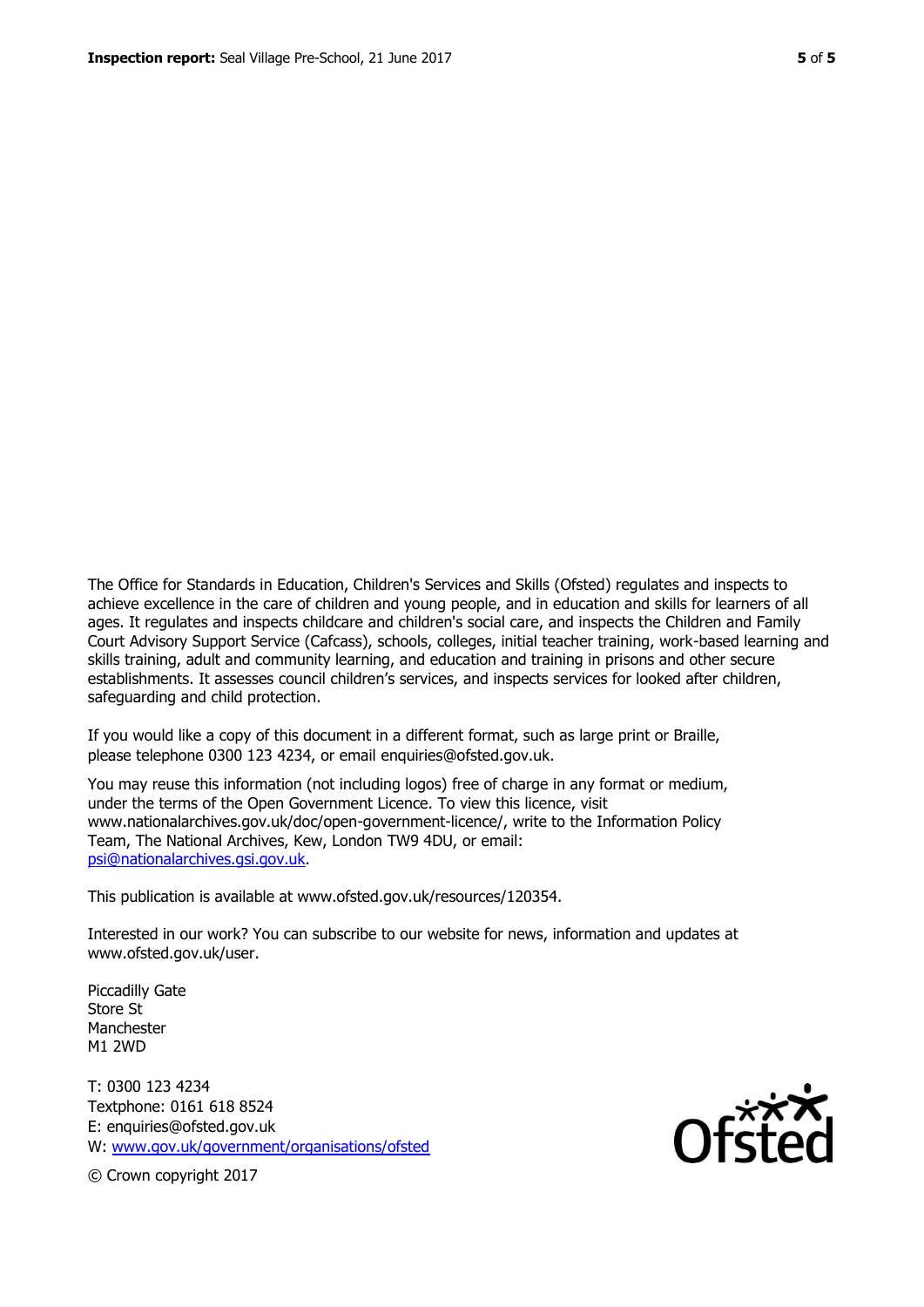The Office for Standards in Education, Children's Services and Skills (Ofsted) regulates and inspects to achieve excellence in the care of children and young people, and in education and skills for learners of all ages. It regulates and inspects childcare and children's social care, and inspects the Children and Family Court Advisory Support Service (Cafcass), schools, colleges, initial teacher training, work-based learning and skills training, adult and community learning, and education and training in prisons and other secure establishments. It assesses council children's services, and inspects services for looked after children, safeguarding and child protection.

If you would like a copy of this document in a different format, such as large print or Braille, please telephone 0300 123 4234, or email enquiries@ofsted.gov.uk.

You may reuse this information (not including logos) free of charge in any format or medium, under the terms of the Open Government Licence. To view this licence, visit www.nationalarchives.gov.uk/doc/open-government-licence/, write to the Information Policy Team, The National Archives, Kew, London TW9 4DU, or email: psi@nationalarchives.gsi.gov.uk.

This publication is available at www.ofsted.gov.uk/resources/120354.

Interested in our work? You can subscribe to our website for news, information and updates at www.ofsted.gov.uk/user.

Piccadilly Gate
Store St
Manchester
M1 2WD

T: 0300 123 4234
Textphone: 0161 618 8524
E: enquiries@ofsted.gov.uk
W: www.gov.uk/government/organisations/ofsted

© Crown copyright 2017